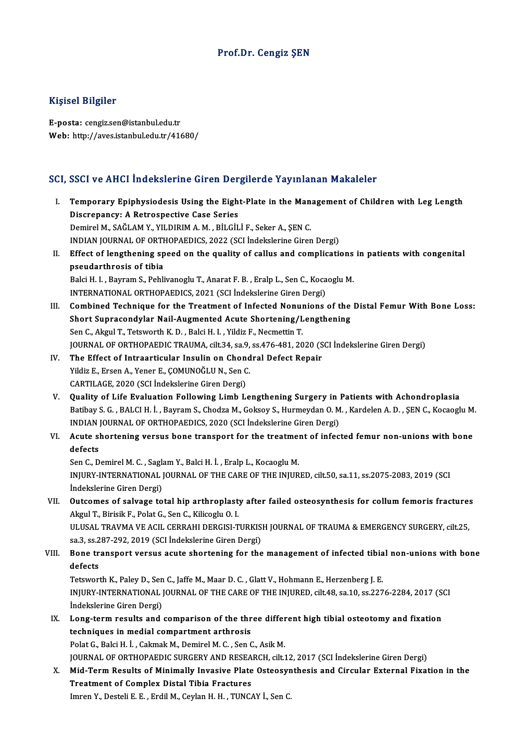# Prof.Dr. Cengiz ŞEN

## Kişisel Bilgiler

**E-posta:** cengiz.sen@istanbul.edu.tr
**Web:** http://aves.istanbul.edu.tr/41680/

## SCI, SSCI ve AHCI İndekslerine Giren Dergilerde Yayınlanan Makaleler

I. **Temporary Epiphysiodesis Using the Eight-Plate in the Management of Children with Leg Length Discrepancy: A Retrospective Case Series**
Demirel M., SAĞLAM Y., YILDIRIM A. M. , BİLGİLİ F., Seker A., ŞEN C.
INDIAN JOURNAL OF ORTHOPAEDICS, 2022 (SCI İndekslerine Giren Dergi)

II. **Effect of lengthening speed on the quality of callus and complications in patients with congenital pseudarthrosis of tibia**
Balci H. I. , Bayram S., Pehlivanoglu T., Anarat F. B. , Eralp L., Sen C., Kocaoglu M.
INTERNATIONAL ORTHOPAEDICS, 2021 (SCI İndekslerine Giren Dergi)

III. **Combined Technique for the Treatment of Infected Nonunions of the Distal Femur With Bone Loss: Short Supracondylar Nail-Augmented Acute Shortening/Lengthening**
Sen C., Akgul T., Tetsworth K. D. , Balci H. I. , Yildiz F., Necmettin T.
JOURNAL OF ORTHOPAEDIC TRAUMA, cilt.34, sa.9, ss.476-481, 2020 (SCI İndekslerine Giren Dergi)

IV. **The Effect of Intraarticular Insulin on Chondral Defect Repair**
Yildiz E., Ersen A., Yener E., ÇOMUNOĞLU N., Sen C.
CARTILAGE, 2020 (SCI İndekslerine Giren Dergi)

V. **Quality of Life Evaluation Following Limb Lengthening Surgery in Patients with Achondroplasia**
Batibay S. G. , BALCI H. İ. , Bayram S., Chodza M., Goksoy S., Hurmeydan O. M. , Kardelen A. D. , ŞEN C., Kocaoglu M.
INDIAN JOURNAL OF ORTHOPAEDICS, 2020 (SCI İndekslerine Giren Dergi)

VI. **Acute shortening versus bone transport for the treatment of infected femur non-unions with bone defects**
Sen C., Demirel M. C. , Saglam Y., Balci H. İ. , Eralp L., Kocaoglu M.
INJURY-INTERNATIONAL JOURNAL OF THE CARE OF THE INJURED, cilt.50, sa.11, ss.2075-2083, 2019 (SCI İndekslerine Giren Dergi)

VII. **Outcomes of salvage total hip arthroplasty after failed osteosynthesis for collum femoris fractures**
Akgul T., Birisik F., Polat G., Sen C., Kilicoglu O. I.
ULUSAL TRAVMA VE ACIL CERRAHI DERGISI-TURKISH JOURNAL OF TRAUMA & EMERGENCY SURGERY, cilt.25, sa.3, ss.287-292, 2019 (SCI İndekslerine Giren Dergi)

VIII. **Bone transport versus acute shortening for the management of infected tibial non-unions with bone defects**
Tetsworth K., Paley D., Sen C., Jaffe M., Maar D. C. , Glatt V., Hohmann E., Herzenberg J. E.
INJURY-INTERNATIONAL JOURNAL OF THE CARE OF THE INJURED, cilt.48, sa.10, ss.2276-2284, 2017 (SCI İndekslerine Giren Dergi)

IX. **Long-term results and comparison of the three different high tibial osteotomy and fixation techniques in medial compartment arthrosis**
Polat G., Balci H. İ. , Cakmak M., Demirel M. C. , Sen C., Asik M.
JOURNAL OF ORTHOPAEDIC SURGERY AND RESEARCH, cilt.12, 2017 (SCI İndekslerine Giren Dergi)

X. **Mid-Term Results of Minimally Invasive Plate Osteosynthesis and Circular External Fixation in the Treatment of Complex Distal Tibia Fractures**
Imren Y., Desteli E. E. , Erdil M., Ceylan H. H. , TUNCAY İ., Sen C.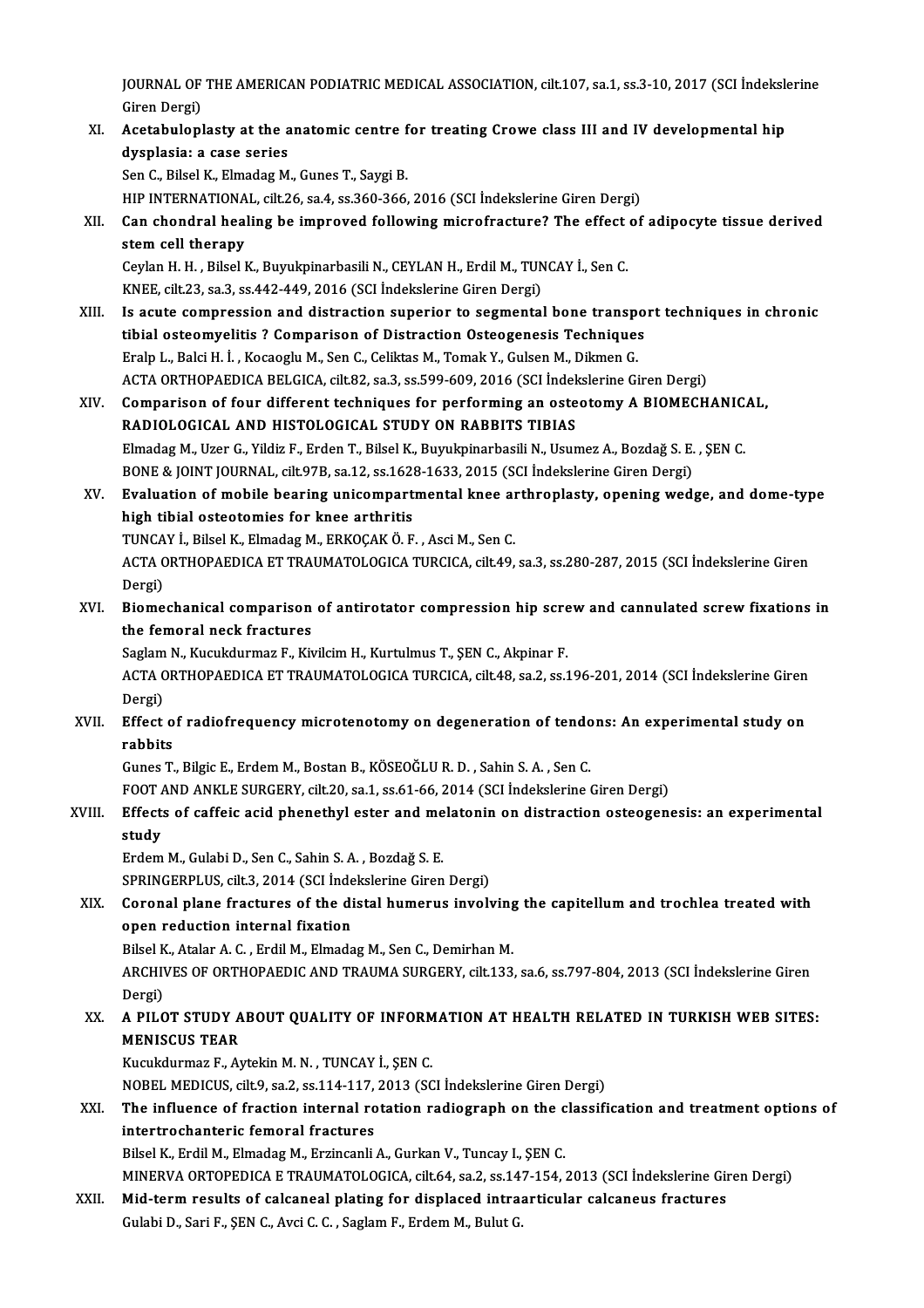JOURNAL OF THE AMERICAN PODIATRIC MEDICAL ASSOCIATION, cilt.107, sa.1, ss.3-10, 2017 (SCI İndekslerine Giren Dergi)

XI. **Acetabuloplasty at the anatomic centre for treating Crowe class III and IV developmental hip dysplasia: a case series**
Sen C., Bilsel K., Elmadag M., Gunes T., Saygi B.
HIP INTERNATIONAL, cilt.26, sa.4, ss.360-366, 2016 (SCI İndekslerine Giren Dergi)

XII. **Can chondral healing be improved following microfracture? The effect of adipocyte tissue derived stem cell therapy**
Ceylan H. H. , Bilsel K., Buyukpinarbasili N., CEYLAN H., Erdil M., TUNCAY İ., Sen C.
KNEE, cilt.23, sa.3, ss.442-449, 2016 (SCI İndekslerine Giren Dergi)

XIII. **Is acute compression and distraction superior to segmental bone transport techniques in chronic tibial osteomyelitis ? Comparison of Distraction Osteogenesis Techniques**
Eralp L., Balci H. İ. , Kocaoglu M., Sen C., Celiktas M., Tomak Y., Gulsen M., Dikmen G.
ACTA ORTHOPAEDICA BELGICA, cilt.82, sa.3, ss.599-609, 2016 (SCI İndekslerine Giren Dergi)

XIV. **Comparison of four different techniques for performing an osteotomy A BIOMECHANICAL, RADIOLOGICAL AND HISTOLOGICAL STUDY ON RABBITS TIBIAS**
Elmadag M., Uzer G., Yildiz F., Erden T., Bilsel K., Buyukpinarbasili N., Usumez A., Bozdağ S. E. , ŞEN C.
BONE & JOINT JOURNAL, cilt.97B, sa.12, ss.1628-1633, 2015 (SCI İndekslerine Giren Dergi)

XV. **Evaluation of mobile bearing unicompartmental knee arthroplasty, opening wedge, and dome-type high tibial osteotomies for knee arthritis**
TUNCAY İ., Bilsel K., Elmadag M., ERKOÇAK Ö. F. , Asci M., Sen C.
ACTA ORTHOPAEDICA ET TRAUMATOLOGICA TURCICA, cilt.49, sa.3, ss.280-287, 2015 (SCI İndekslerine Giren Dergi)

XVI. **Biomechanical comparison of antirotator compression hip screw and cannulated screw fixations in the femoral neck fractures**
Saglam N., Kucukdurmaz F., Kivilcim H., Kurtulmus T., ŞEN C., Akpinar F.
ACTA ORTHOPAEDICA ET TRAUMATOLOGICA TURCICA, cilt.48, sa.2, ss.196-201, 2014 (SCI İndekslerine Giren Dergi)

XVII. **Effect of radiofrequency microtenotomy on degeneration of tendons: An experimental study on rabbits**
Gunes T., Bilgic E., Erdem M., Bostan B., KÖSEOĞLU R. D. , Sahin S. A. , Sen C.
FOOT AND ANKLE SURGERY, cilt.20, sa.1, ss.61-66, 2014 (SCI İndekslerine Giren Dergi)

XVIII. **Effects of caffeic acid phenethyl ester and melatonin on distraction osteogenesis: an experimental study**
Erdem M., Gulabi D., Sen C., Sahin S. A. , Bozdağ S. E.
SPRINGERPLUS, cilt.3, 2014 (SCI İndekslerine Giren Dergi)

XIX. **Coronal plane fractures of the distal humerus involving the capitellum and trochlea treated with open reduction internal fixation**
Bilsel K., Atalar A. C. , Erdil M., Elmadag M., Sen C., Demirhan M.
ARCHIVES OF ORTHOPAEDIC AND TRAUMA SURGERY, cilt.133, sa.6, ss.797-804, 2013 (SCI İndekslerine Giren Dergi)

XX. **A PILOT STUDY ABOUT QUALITY OF INFORMATION AT HEALTH RELATED IN TURKISH WEB SITES: MENISCUS TEAR**
Kucukdurmaz F., Aytekin M. N. , TUNCAY İ., ŞEN C.
NOBEL MEDICUS, cilt.9, sa.2, ss.114-117, 2013 (SCI İndekslerine Giren Dergi)

XXI. **The influence of fraction internal rotation radiograph on the classification and treatment options of intertrochanteric femoral fractures**
Bilsel K., Erdil M., Elmadag M., Erzincanli A., Gurkan V., Tuncay I., ŞEN C.
MINERVA ORTOPEDICA E TRAUMATOLOGICA, cilt.64, sa.2, ss.147-154, 2013 (SCI İndekslerine Giren Dergi)

XXII. **Mid-term results of calcaneal plating for displaced intraarticular calcaneus fractures**
Gulabi D., Sari F., ŞEN C., Avci C. C. , Saglam F., Erdem M., Bulut G.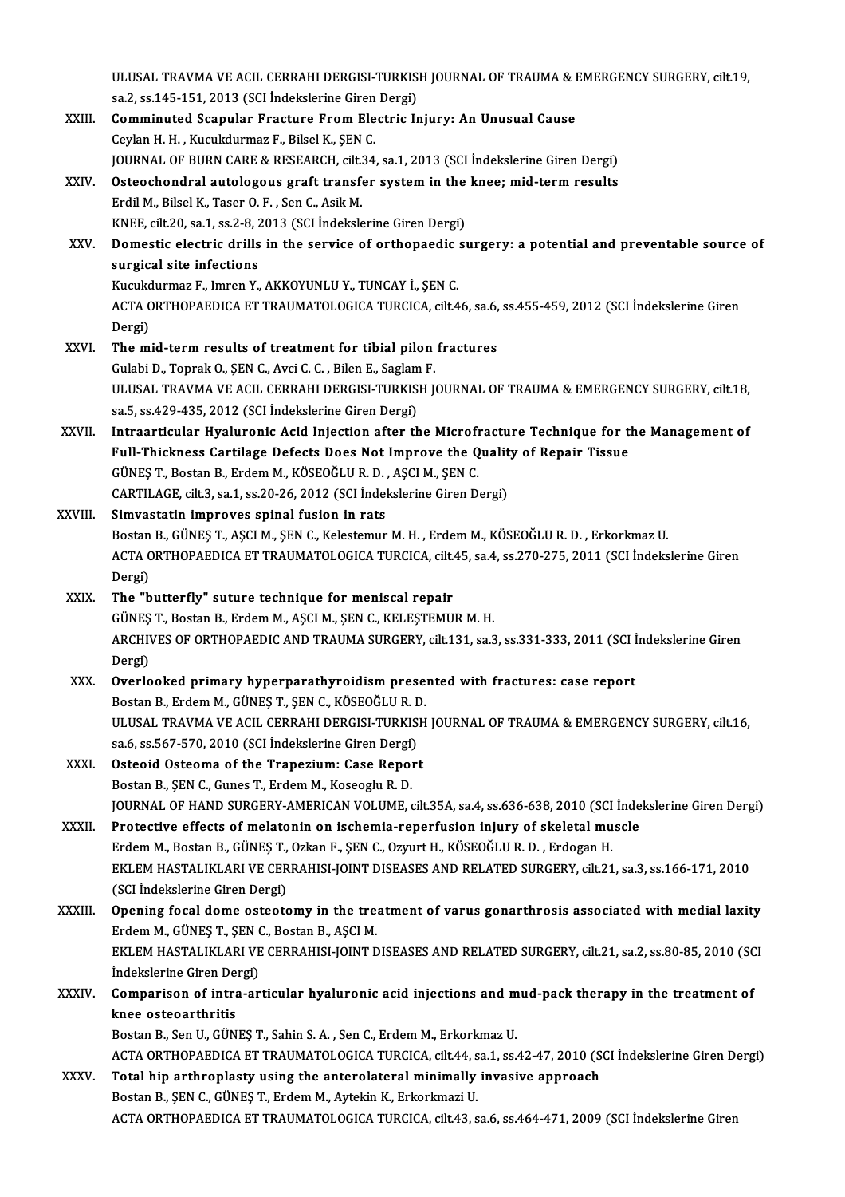ULUSAL TRAVMA VE ACIL CERRAHI DERGISI-TURKISH JOURNAL OF TRAUMA & EMERGENCY SURGERY, cilt.19, sa.2, ss.145-151, 2013 (SCI İndekslerine Giren Dergi)

XXIII. **Comminuted Scapular Fracture From Electric Injury: An Unusual Cause**
Ceylan H. H. , Kucukdurmaz F., Bilsel K., ŞEN C.
JOURNAL OF BURN CARE & RESEARCH, cilt.34, sa.1, 2013 (SCI İndekslerine Giren Dergi)

XXIV. **Osteochondral autologous graft transfer system in the knee; mid-term results**
Erdil M., Bilsel K., Taser O. F. , Sen C., Asik M.
KNEE, cilt.20, sa.1, ss.2-8, 2013 (SCI İndekslerine Giren Dergi)

XXV. **Domestic electric drills in the service of orthopaedic surgery: a potential and preventable source of surgical site infections**
Kucukdurmaz F., Imren Y., AKKOYUNLU Y., TUNCAY İ., ŞEN C.
ACTA ORTHOPAEDICA ET TRAUMATOLOGICA TURCICA, cilt.46, sa.6, ss.455-459, 2012 (SCI İndekslerine Giren Dergi)

XXVI. **The mid-term results of treatment for tibial pilon fractures**
Gulabi D., Toprak O., ŞEN C., Avci C. C. , Bilen E., Saglam F.
ULUSAL TRAVMA VE ACIL CERRAHI DERGISI-TURKISH JOURNAL OF TRAUMA & EMERGENCY SURGERY, cilt.18, sa.5, ss.429-435, 2012 (SCI İndekslerine Giren Dergi)

XXVII. **Intraarticular Hyaluronic Acid Injection after the Microfracture Technique for the Management of Full-Thickness Cartilage Defects Does Not Improve the Quality of Repair Tissue**
GÜNEŞ T., Bostan B., Erdem M., KÖSEOĞLU R. D. , AŞCI M., ŞEN C.
CARTILAGE, cilt.3, sa.1, ss.20-26, 2012 (SCI İndekslerine Giren Dergi)

XXVIII. **Simvastatin improves spinal fusion in rats**
Bostan B., GÜNEŞ T., AŞCI M., ŞEN C., Kelestemur M. H. , Erdem M., KÖSEOĞLU R. D. , Erkorkmaz U.
ACTA ORTHOPAEDICA ET TRAUMATOLOGICA TURCICA, cilt.45, sa.4, ss.270-275, 2011 (SCI İndekslerine Giren Dergi)

XXIX. **The "butterfly" suture technique for meniscal repair**
GÜNEŞ T., Bostan B., Erdem M., AŞCI M., ŞEN C., KELEŞTEMUR M. H.
ARCHIVES OF ORTHOPAEDIC AND TRAUMA SURGERY, cilt.131, sa.3, ss.331-333, 2011 (SCI İndekslerine Giren Dergi)

XXX. **Overlooked primary hyperparathyroidism presented with fractures: case report**
Bostan B., Erdem M., GÜNEŞ T., ŞEN C., KÖSEOĞLU R. D.
ULUSAL TRAVMA VE ACIL CERRAHI DERGISI-TURKISH JOURNAL OF TRAUMA & EMERGENCY SURGERY, cilt.16, sa.6, ss.567-570, 2010 (SCI İndekslerine Giren Dergi)

XXXI. **Osteoid Osteoma of the Trapezium: Case Report**
Bostan B., ŞEN C., Gunes T., Erdem M., Koseoglu R. D.
JOURNAL OF HAND SURGERY-AMERICAN VOLUME, cilt.35A, sa.4, ss.636-638, 2010 (SCI İndekslerine Giren Dergi)

XXXII. **Protective effects of melatonin on ischemia-reperfusion injury of skeletal muscle**
Erdem M., Bostan B., GÜNEŞ T., Ozkan F., ŞEN C., Ozyurt H., KÖSEOĞLU R. D. , Erdogan H.
EKLEM HASTALIKLARI VE CERRAHISI-JOINT DISEASES AND RELATED SURGERY, cilt.21, sa.3, ss.166-171, 2010 (SCI İndekslerine Giren Dergi)

XXXIII. **Opening focal dome osteotomy in the treatment of varus gonarthrosis associated with medial laxity**
Erdem M., GÜNEŞ T., ŞEN C., Bostan B., AŞCI M.
EKLEM HASTALIKLARI VE CERRAHISI-JOINT DISEASES AND RELATED SURGERY, cilt.21, sa.2, ss.80-85, 2010 (SCI İndekslerine Giren Dergi)

XXXIV. **Comparison of intra-articular hyaluronic acid injections and mud-pack therapy in the treatment of knee osteoarthritis**
Bostan B., Sen U., GÜNEŞ T., Sahin S. A. , Sen C., Erdem M., Erkorkmaz U.
ACTA ORTHOPAEDICA ET TRAUMATOLOGICA TURCICA, cilt.44, sa.1, ss.42-47, 2010 (SCI İndekslerine Giren Dergi)

XXXV. **Total hip arthroplasty using the anterolateral minimally invasive approach**
Bostan B., ŞEN C., GÜNEŞ T., Erdem M., Aytekin K., Erkorkmazi U.
ACTA ORTHOPAEDICA ET TRAUMATOLOGICA TURCICA, cilt.43, sa.6, ss.464-471, 2009 (SCI İndekslerine Giren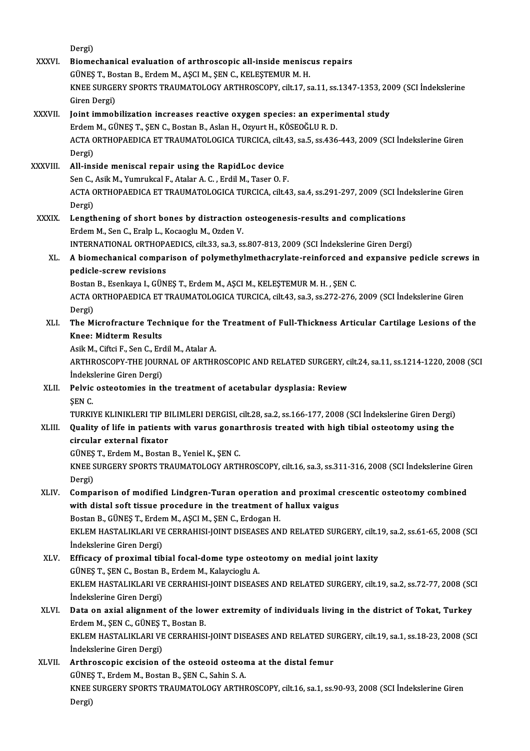Dergi)

XXXVI. **Biomechanical evaluation of arthroscopic all-inside meniscus repairs**
GÜNEŞ T., Bostan B., Erdem M., AŞCI M., ŞEN C., KELEŞTEMUR M. H.
KNEE SURGERY SPORTS TRAUMATOLOGY ARTHROSCOPY, cilt.17, sa.11, ss.1347-1353, 2009 (SCI İndekslerine Giren Dergi)

XXXVII. **Joint immobilization increases reactive oxygen species: an experimental study**
Erdem M., GÜNEŞ T., ŞEN C., Bostan B., Aslan H., Ozyurt H., KÖSEOĞLU R. D.
ACTA ORTHOPAEDICA ET TRAUMATOLOGICA TURCICA, cilt.43, sa.5, ss.436-443, 2009 (SCI İndekslerine Giren Dergi)

XXXVIII. **All-inside meniscal repair using the RapidLoc device**
Sen C., Asik M., Yumrukcal F., Atalar A. C. , Erdil M., Taser O. F.
ACTA ORTHOPAEDICA ET TRAUMATOLOGICA TURCICA, cilt.43, sa.4, ss.291-297, 2009 (SCI İndekslerine Giren Dergi)

XXXIX. **Lengthening of short bones by distraction osteogenesis-results and complications**
Erdem M., Sen C., Eralp L., Kocaoglu M., Ozden V.
INTERNATIONAL ORTHOPAEDICS, cilt.33, sa.3, ss.807-813, 2009 (SCI İndekslerine Giren Dergi)

XL. **A biomechanical comparison of polymethylmethacrylate-reinforced and expansive pedicle screws in pedicle-screw revisions**
Bostan B., Esenkaya I., GÜNEŞ T., Erdem M., AŞCI M., KELEŞTEMUR M. H. , ŞEN C.
ACTA ORTHOPAEDICA ET TRAUMATOLOGICA TURCICA, cilt.43, sa.3, ss.272-276, 2009 (SCI İndekslerine Giren Dergi)

XLI. **The Microfracture Technique for the Treatment of Full-Thickness Articular Cartilage Lesions of the Knee: Midterm Results**
Asik M., Ciftci F., Sen C., Erdil M., Atalar A.
ARTHROSCOPY-THE JOURNAL OF ARTHROSCOPIC AND RELATED SURGERY, cilt.24, sa.11, ss.1214-1220, 2008 (SCI İndekslerine Giren Dergi)

XLII. **Pelvic osteotomies in the treatment of acetabular dysplasia: Review**
ŞEN C.
TURKIYE KLINIKLERI TIP BILIMLERI DERGISI, cilt.28, sa.2, ss.166-177, 2008 (SCI İndekslerine Giren Dergi)

XLIII. **Quality of life in patients with varus gonarthrosis treated with high tibial osteotomy using the circular external fixator**
GÜNEŞ T., Erdem M., Bostan B., Yeniel K., ŞEN C.
KNEE SURGERY SPORTS TRAUMATOLOGY ARTHROSCOPY, cilt.16, sa.3, ss.311-316, 2008 (SCI İndekslerine Giren Dergi)

XLIV. **Comparison of modified Lindgren-Turan operation and proximal crescentic osteotomy combined with distal soft tissue procedure in the treatment of hallux vaigus**
Bostan B., GÜNEŞ T., Erdem M., AŞCI M., ŞEN C., Erdogan H.
EKLEM HASTALIKLARI VE CERRAHISI-JOINT DISEASES AND RELATED SURGERY, cilt.19, sa.2, ss.61-65, 2008 (SCI İndekslerine Giren Dergi)

XLV. **Efficacy of proximal tibial focal-dome type osteotomy on medial joint laxity**
GÜNEŞ T., ŞEN C., Bostan B., Erdem M., Kalaycioglu A.
EKLEM HASTALIKLARI VE CERRAHISI-JOINT DISEASES AND RELATED SURGERY, cilt.19, sa.2, ss.72-77, 2008 (SCI İndekslerine Giren Dergi)

XLVI. **Data on axial alignment of the lower extremity of individuals living in the district of Tokat, Turkey**
Erdem M., ŞEN C., GÜNEŞ T., Bostan B.
EKLEM HASTALIKLARI VE CERRAHISI-JOINT DISEASES AND RELATED SURGERY, cilt.19, sa.1, ss.18-23, 2008 (SCI İndekslerine Giren Dergi)

XLVII. **Arthroscopic excision of the osteoid osteoma at the distal femur**
GÜNEŞ T., Erdem M., Bostan B., ŞEN C., Sahin S. A.
KNEE SURGERY SPORTS TRAUMATOLOGY ARTHROSCOPY, cilt.16, sa.1, ss.90-93, 2008 (SCI İndekslerine Giren Dergi)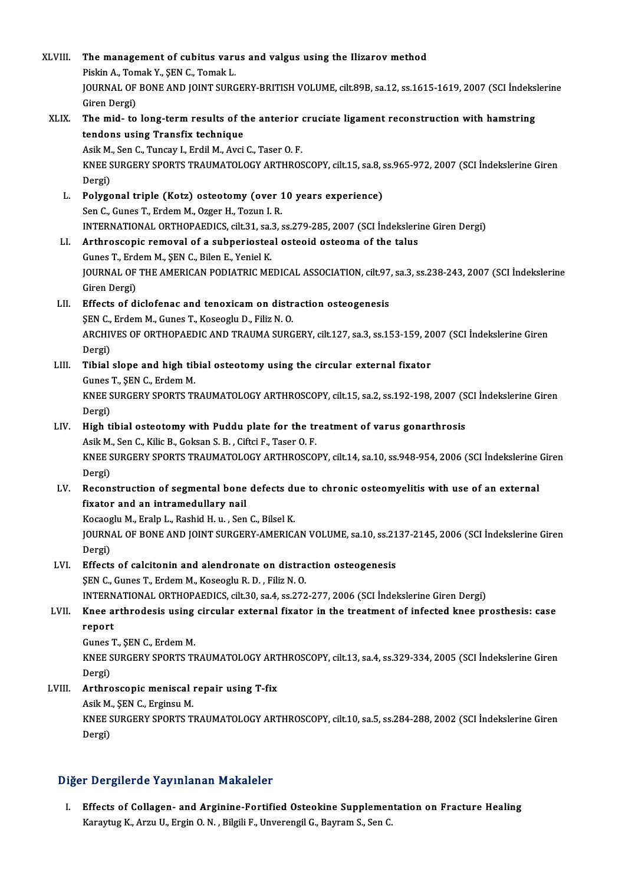XLVIII. **The management of cubitus varus and valgus using the Ilizarov method**
Piskin A., Tomak Y., ŞEN C., Tomak L.
JOURNAL OF BONE AND JOINT SURGERY-BRITISH VOLUME, cilt.89B, sa.12, ss.1615-1619, 2007 (SCI İndekslerine Giren Dergi)

XLIX. **The mid- to long-term results of the anterior cruciate ligament reconstruction with hamstring tendons using Transfix technique**
Asik M., Sen C., Tuncay I., Erdil M., Avci C., Taser O. F.
KNEE SURGERY SPORTS TRAUMATOLOGY ARTHROSCOPY, cilt.15, sa.8, ss.965-972, 2007 (SCI İndekslerine Giren Dergi)

L. **Polygonal triple (Kotz) osteotomy (over 10 years experience)**
Sen C., Gunes T., Erdem M., Ozger H., Tozun I. R.
INTERNATIONAL ORTHOPAEDICS, cilt.31, sa.3, ss.279-285, 2007 (SCI İndekslerine Giren Dergi)

LI. **Arthroscopic removal of a subperiosteal osteoid osteoma of the talus**
Gunes T., Erdem M., ŞEN C., Bilen E., Yeniel K.
JOURNAL OF THE AMERICAN PODIATRIC MEDICAL ASSOCIATION, cilt.97, sa.3, ss.238-243, 2007 (SCI İndekslerine Giren Dergi)

LII. **Effects of diclofenac and tenoxicam on distraction osteogenesis**
ŞEN C., Erdem M., Gunes T., Koseoglu D., Filiz N. O.
ARCHIVES OF ORTHOPAEDIC AND TRAUMA SURGERY, cilt.127, sa.3, ss.153-159, 2007 (SCI İndekslerine Giren Dergi)

LIII. **Tibial slope and high tibial osteotomy using the circular external fixator**
Gunes T., ŞEN C., Erdem M.
KNEE SURGERY SPORTS TRAUMATOLOGY ARTHROSCOPY, cilt.15, sa.2, ss.192-198, 2007 (SCI İndekslerine Giren Dergi)

LIV. **High tibial osteotomy with Puddu plate for the treatment of varus gonarthrosis**
Asik M., Sen C., Kilic B., Goksan S. B. , Ciftci F., Taser O. F.
KNEE SURGERY SPORTS TRAUMATOLOGY ARTHROSCOPY, cilt.14, sa.10, ss.948-954, 2006 (SCI İndekslerine Giren Dergi)

LV. **Reconstruction of segmental bone defects due to chronic osteomyelitis with use of an external fixator and an intramedullary nail**
Kocaoglu M., Eralp L., Rashid H. u. , Sen C., Bilsel K.
JOURNAL OF BONE AND JOINT SURGERY-AMERICAN VOLUME, sa.10, ss.2137-2145, 2006 (SCI İndekslerine Giren Dergi)

LVI. **Effects of calcitonin and alendronate on distraction osteogenesis**
ŞEN C., Gunes T., Erdem M., Koseoglu R. D. , Filiz N. O.
INTERNATIONAL ORTHOPAEDICS, cilt.30, sa.4, ss.272-277, 2006 (SCI İndekslerine Giren Dergi)

LVII. **Knee arthrodesis using circular external fixator in the treatment of infected knee prosthesis: case report**
Gunes T., ŞEN C., Erdem M.
KNEE SURGERY SPORTS TRAUMATOLOGY ARTHROSCOPY, cilt.13, sa.4, ss.329-334, 2005 (SCI İndekslerine Giren Dergi)

LVIII. **Arthroscopic meniscal repair using T-fix**
Asik M., ŞEN C., Erginsu M.
KNEE SURGERY SPORTS TRAUMATOLOGY ARTHROSCOPY, cilt.10, sa.5, ss.284-288, 2002 (SCI İndekslerine Giren Dergi)

## Diğer Dergilerde Yayınlanan Makaleler

I. **Effects of Collagen- and Arginine-Fortified Osteokine Supplementation on Fracture Healing**
Karaytug K., Arzu U., Ergin O. N. , Bilgili F., Unverengil G., Bayram S., Sen C.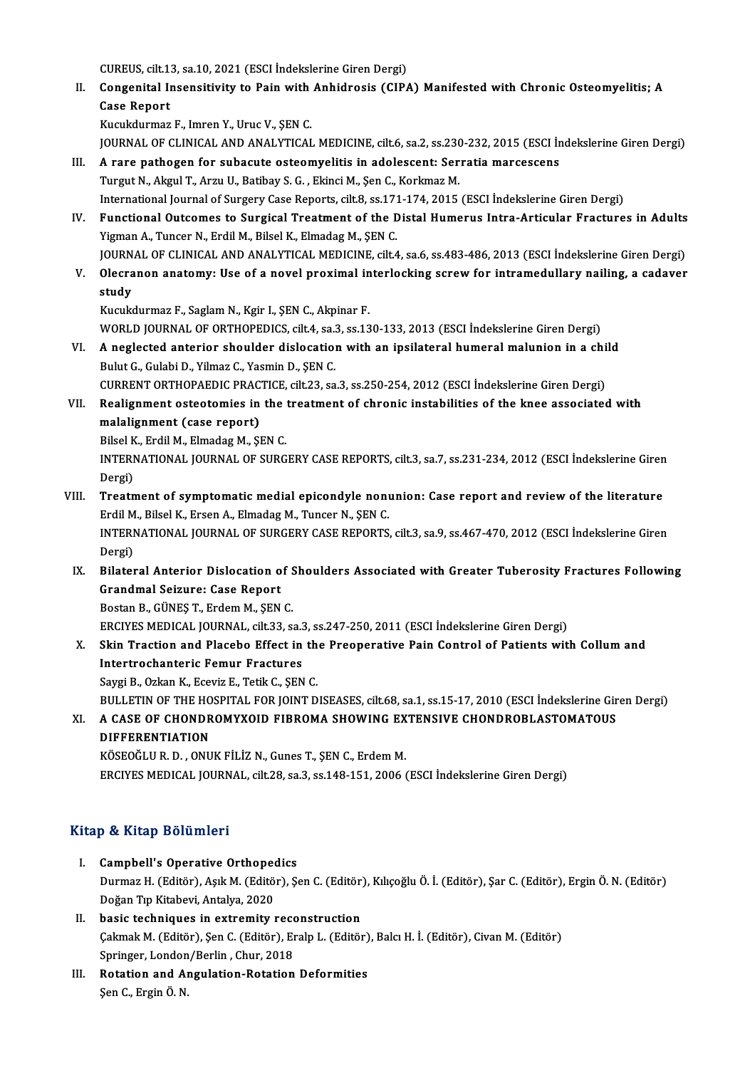CUREUS, cilt.13, sa.10, 2021 (ESCI İndekslerine Giren Dergi)

II. **Congenital Insensitivity to Pain with Anhidrosis (CIPA) Manifested with Chronic Osteomyelitis; A Case Report**
Kucukdurmaz F., Imren Y., Uruc V., ŞEN C.
JOURNAL OF CLINICAL AND ANALYTICAL MEDICINE, cilt.6, sa.2, ss.230-232, 2015 (ESCI İndekslerine Giren Dergi)

III. **A rare pathogen for subacute osteomyelitis in adolescent: Serratia marcescens**
Turgut N., Akgul T., Arzu U., Batibay S. G. , Ekinci M., Şen C., Korkmaz M.
International Journal of Surgery Case Reports, cilt.8, ss.171-174, 2015 (ESCI İndekslerine Giren Dergi)

IV. **Functional Outcomes to Surgical Treatment of the Distal Humerus Intra-Articular Fractures in Adults**
Yigman A., Tuncer N., Erdil M., Bilsel K., Elmadag M., ŞEN C.
JOURNAL OF CLINICAL AND ANALYTICAL MEDICINE, cilt.4, sa.6, ss.483-486, 2013 (ESCI İndekslerine Giren Dergi)

V. **Olecranon anatomy: Use of a novel proximal interlocking screw for intramedullary nailing, a cadaver study**
Kucukdurmaz F., Saglam N., Kgir I., ŞEN C., Akpinar F.
WORLD JOURNAL OF ORTHOPEDICS, cilt.4, sa.3, ss.130-133, 2013 (ESCI İndekslerine Giren Dergi)

VI. **A neglected anterior shoulder dislocation with an ipsilateral humeral malunion in a child**
Bulut G., Gulabi D., Yilmaz C., Yasmin D., ŞEN C.
CURRENT ORTHOPAEDIC PRACTICE, cilt.23, sa.3, ss.250-254, 2012 (ESCI İndekslerine Giren Dergi)

VII. **Realignment osteotomies in the treatment of chronic instabilities of the knee associated with malalignment (case report)**
Bilsel K., Erdil M., Elmadag M., ŞEN C.
INTERNATIONAL JOURNAL OF SURGERY CASE REPORTS, cilt.3, sa.7, ss.231-234, 2012 (ESCI İndekslerine Giren Dergi)

VIII. **Treatment of symptomatic medial epicondyle nonunion: Case report and review of the literature**
Erdil M., Bilsel K., Ersen A., Elmadag M., Tuncer N., ŞEN C.
INTERNATIONAL JOURNAL OF SURGERY CASE REPORTS, cilt.3, sa.9, ss.467-470, 2012 (ESCI İndekslerine Giren Dergi)

IX. **Bilateral Anterior Dislocation of Shoulders Associated with Greater Tuberosity Fractures Following Grandmal Seizure: Case Report**
Bostan B., GÜNEŞ T., Erdem M., ŞEN C.
ERCIYES MEDICAL JOURNAL, cilt.33, sa.3, ss.247-250, 2011 (ESCI İndekslerine Giren Dergi)

X. **Skin Traction and Placebo Effect in the Preoperative Pain Control of Patients with Collum and Intertrochanteric Femur Fractures**
Saygi B., Ozkan K., Eceviz E., Tetik C., ŞEN C.
BULLETIN OF THE HOSPITAL FOR JOINT DISEASES, cilt.68, sa.1, ss.15-17, 2010 (ESCI İndekslerine Giren Dergi)

XI. **A CASE OF CHONDROMYXOID FIBROMA SHOWING EXTENSIVE CHONDROBLASTOMATOUS DIFFERENTIATION**
KÖSEOĞLU R. D. , ONUK FİLİZ N., Gunes T., ŞEN C., Erdem M.
ERCIYES MEDICAL JOURNAL, cilt.28, sa.3, ss.148-151, 2006 (ESCI İndekslerine Giren Dergi)

## Kitap & Kitap Bölümleri

I. **Campbell's Operative Orthopedics**
Durmaz H. (Editör), Aşık M. (Editör), Şen C. (Editör), Kılıçoğlu Ö. İ. (Editör), Şar C. (Editör), Ergin Ö. N. (Editör)
Doğan Tıp Kitabevi, Antalya, 2020

II. **basic techniques in extremity reconstruction**
Çakmak M. (Editör), Şen C. (Editör), Eralp L. (Editör), Balcı H. İ. (Editör), Civan M. (Editör)
Springer, London/Berlin , Chur, 2018

III. **Rotation and Angulation-Rotation Deformities**
Şen C., Ergin Ö. N.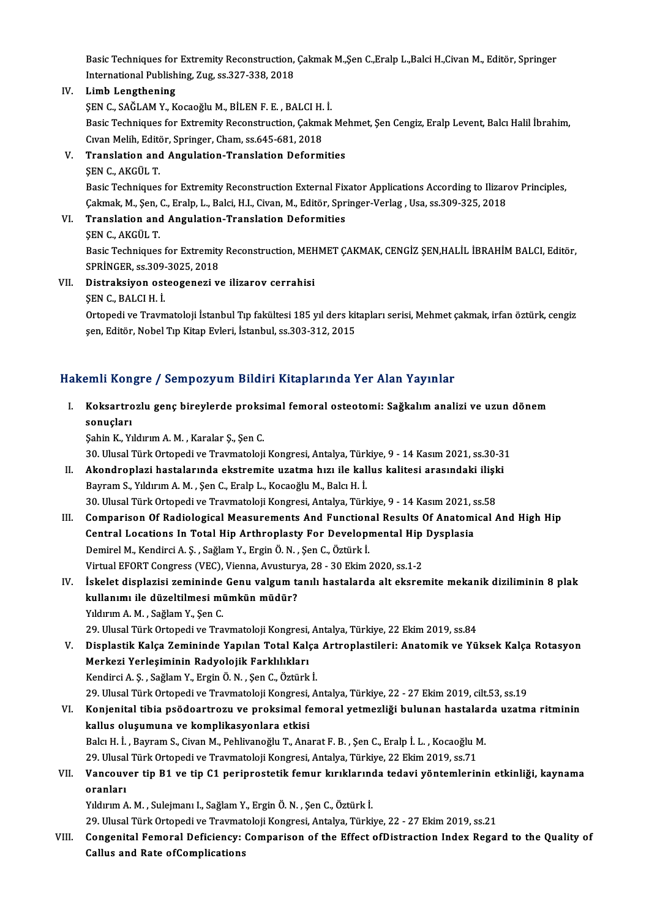Basic Techniques for Extremity Reconstruction, Çakmak M.,Şen C.,Eralp L.,Balci H.,Civan M., Editör, Springer International Publishing, Zug, ss.327-338, 2018

IV. **Limb Lengthening**
ŞEN C., SAĞLAM Y., Kocaoğlu M., BİLEN F. E. , BALCI H. İ.
Basic Techniques for Extremity Reconstruction, Çakmak Mehmet, Şen Cengiz, Eralp Levent, Balcı Halil İbrahim, Cıvan Melih, Editör, Springer, Cham, ss.645-681, 2018

V. **Translation and Angulation-Translation Deformities**
ŞEN C., AKGÜL T.
Basic Techniques for Extremity Reconstruction External Fixator Applications According to Ilizarov Principles, Çakmak, M., Şen, C., Eralp, L., Balci, H.I., Civan, M., Editör, Springer-Verlag , Usa, ss.309-325, 2018

VI. **Translation and Angulation-Translation Deformities**
ŞEN C., AKGÜL T.
Basic Techniques for Extremity Reconstruction, MEHMET ÇAKMAK, CENGİZ ŞEN,HALİL İBRAHİM BALCI, Editör, SPRİNGER, ss.309-3025, 2018

VII. **Distraksiyon osteogenezi ve ilizarov cerrahisi**
ŞEN C., BALCI H. İ.
Ortopedi ve Travmatoloji İstanbul Tıp fakültesi 185 yıl ders kitapları serisi, Mehmet çakmak, irfan öztürk, cengiz şen, Editör, Nobel Tıp Kitap Evleri, İstanbul, ss.303-312, 2015

## Hakemli Kongre / Sempozyum Bildiri Kitaplarında Yer Alan Yayınlar

I. **Koksartrozlu genç bireylerde proksimal femoral osteotomi: Sağkalım analizi ve uzun dönem sonuçları**
Şahin K., Yıldırım A. M. , Karalar Ş., Şen C.
30. Ulusal Türk Ortopedi ve Travmatoloji Kongresi, Antalya, Türkiye, 9 - 14 Kasım 2021, ss.30-31

II. **Akondroplazi hastalarında ekstremite uzatma hızı ile kallus kalitesi arasındaki ilişki**
Bayram S., Yıldırım A. M. , Şen C., Eralp L., Kocaoğlu M., Balcı H. İ.
30. Ulusal Türk Ortopedi ve Travmatoloji Kongresi, Antalya, Türkiye, 9 - 14 Kasım 2021, ss.58

III. **Comparison Of Radiological Measurements And Functional Results Of Anatomical And High Hip Central Locations In Total Hip Arthroplasty For Developmental Hip Dysplasia**
Demirel M., Kendirci A. Ş. , Sağlam Y., Ergin Ö. N. , Şen C., Öztürk İ.
Virtual EFORT Congress (VEC), Vienna, Avusturya, 28 - 30 Ekim 2020, ss.1-2

IV. **İskelet displazisi zemininde Genu valgum tanılı hastalarda alt eksremite mekanik diziliminin 8 plak kullanımı ile düzeltilmesi mümkün müdür?**
Yıldırım A. M. , Sağlam Y., Şen C.
29. Ulusal Türk Ortopedi ve Travmatoloji Kongresi, Antalya, Türkiye, 22 Ekim 2019, ss.84

V. **Displastik Kalça Zemininde Yapılan Total Kalça Artroplastileri: Anatomik ve Yüksek Kalça Rotasyon Merkezi Yerleşiminin Radyolojik Farklılıkları**
Kendirci A. Ş. , Sağlam Y., Ergin Ö. N. , Şen C., Öztürk İ.
29. Ulusal Türk Ortopedi ve Travmatoloji Kongresi, Antalya, Türkiye, 22 - 27 Ekim 2019, cilt.53, ss.19

VI. **Konjenital tibia psödoartrozu ve proksimal femoral yetmezliği bulunan hastalarda uzatma ritminin kallus oluşumuna ve komplikasyonlara etkisi**
Balcı H. İ. , Bayram S., Civan M., Pehlivanoğlu T., Anarat F. B. , Şen C., Eralp İ. L. , Kocaoğlu M.
29. Ulusal Türk Ortopedi ve Travmatoloji Kongresi, Antalya, Türkiye, 22 Ekim 2019, ss.71

VII. **Vancouver tip B1 ve tip C1 periprostetik femur kırıklarında tedavi yöntemlerinin etkinliği, kaynama oranları**
Yıldırım A. M. , Sulejmanı I., Sağlam Y., Ergin Ö. N. , Şen C., Öztürk İ.
29. Ulusal Türk Ortopedi ve Travmatoloji Kongresi, Antalya, Türkiye, 22 - 27 Ekim 2019, ss.21

VIII. **Congenital Femoral Deficiency: Comparison of the Effect ofDistraction Index Regard to the Quality of Callus and Rate ofComplications**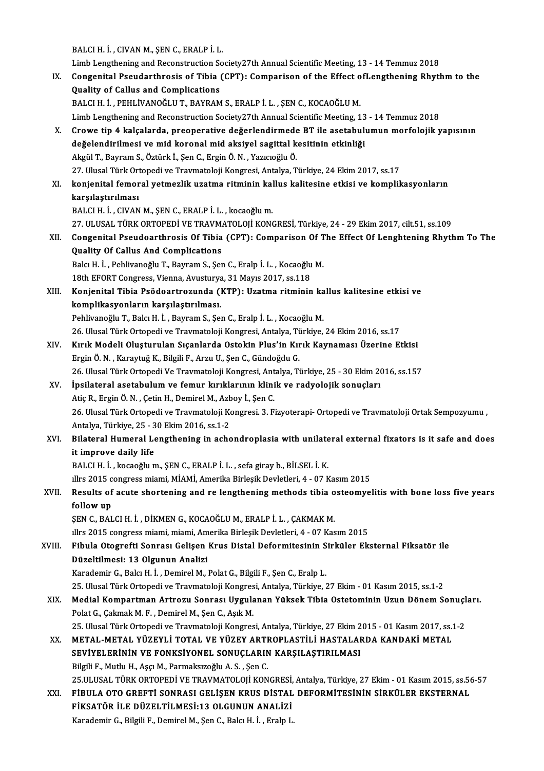BALCI H. İ. , CIVAN M., ŞEN C., ERALP İ. L.

Limb Lengthening and Reconstruction Society27th Annual Scientific Meeting, 13 - 14 Temmuz 2018

IX. **Congenital Pseudarthrosis of Tibia (CPT): Comparison of the Effect ofLengthening Rhythm to the Quality of Callus and Complications**

BALCI H. İ. , PEHLİVANOĞLU T., BAYRAM S., ERALP İ. L. , ŞEN C., KOCAOĞLU M.

Limb Lengthening and Reconstruction Society27th Annual Scientific Meeting, 13 - 14 Temmuz 2018

X. **Crowe tip 4 kalçalarda, preoperative değerlendirmede BT ile asetabulumun morfolojik yapısının değelendirilmesi ve mid koronal mid aksiyel sagittal kesitinin etkinliği**

Akgül T., Bayram S., Öztürk İ., Şen C., Ergin Ö. N. , Yazıcıoğlu Ö.

27. Ulusal Türk Ortopedi ve Travmatoloji Kongresi, Antalya, Türkiye, 24 Ekim 2017, ss.17

XI. **konjenital femoral yetmezlik uzatma ritminin kallus kalitesine etkisi ve komplikasyonların karşılaştırılması**

BALCI H. İ. , CIVAN M., ŞEN C., ERALP İ. L. , kocaoğlu m.

27. ULUSAL TÜRK ORTOPEDİ VE TRAVMATOLOJİ KONGRESİ, Türkiye, 24 - 29 Ekim 2017, cilt.51, ss.109

XII. **Congenital Pseudoarthrosis Of Tibia (CPT): Comparison Of The Effect Of Lenghtening Rhythm To The Quality Of Callus And Complications**

Balcı H. İ. , Pehlivanoğlu T., Bayram S., Şen C., Eralp İ. L. , Kocaoğlu M.

18th EFORT Congress, Vienna, Avusturya, 31 Mayıs 2017, ss.118

XIII. **Konjenital Tibia Psödoartrozunda (KTP): Uzatma ritminin kallus kalitesine etkisi ve komplikasyonların karşılaştırılması.**

Pehlivanoğlu T., Balcı H. İ. , Bayram S., Şen C., Eralp İ. L. , Kocaoğlu M.

26. Ulusal Türk Ortopedi ve Travmatoloji Kongresi, Antalya, Türkiye, 24 Ekim 2016, ss.17

XIV. **Kırık Modeli Oluşturulan Sıçanlarda Ostokin Plus'in Kırık Kaynaması Üzerine Etkisi**

Ergin Ö. N. , Karaytuğ K., Bilgili F., Arzu U., Şen C., Gündoğdu G.

26. Ulusal Türk Ortopedi Ve Travmatoloji Kongresi, Antalya, Türkiye, 25 - 30 Ekim 2016, ss.157

XV. **İpsilateral asetabulum ve femur kırıklarının klinik ve radyolojik sonuçları**

Atiç R., Ergin Ö. N. , Çetin H., Demirel M., Azboy İ., Şen C.

26. Ulusal Türk Ortopedi ve Travmatoloji Kongresi. 3. Fizyoterapi- Ortopedi ve Travmatoloji Ortak Sempozyumu , Antalya, Türkiye, 25 - 30 Ekim 2016, ss.1-2

XVI. **Bilateral Humeral Lengthening in achondroplasia with unilateral external fixators is it safe and does it improve daily life**

BALCI H. İ. , kocaoğlu m., ŞEN C., ERALP İ. L. , sefa giray b., BİLSEL İ. K.

illrs 2015 congress miami, MİAMİ, Amerika Birleşik Devletleri, 4 - 07 Kasım 2015

XVII. **Results of acute shortening and re lengthening methods tibia osteomyelitis with bone loss five years follow up**

ŞEN C., BALCI H. İ. , DİKMEN G., KOCAOĞLU M., ERALP İ. L. , ÇAKMAK M.

illrs 2015 congress miami, miami, Amerika Birleşik Devletleri, 4 - 07 Kasım 2015

XVIII. **Fibula Otogrefti Sonrası Gelişen Krus Distal Deformitesinin Sirküler Eksternal Fiksatör ile Düzeltilmesi: 13 Olgunun Analizi**

Karademir G., Balcı H. İ. , Demirel M., Polat G., Bilgili F., Şen C., Eralp L.

25. Ulusal Türk Ortopedi ve Travmatoloji Kongresi, Antalya, Türkiye, 27 Ekim - 01 Kasım 2015, ss.1-2

XIX. **Medial Kompartman Artrozu Sonrası Uygulanan Yüksek Tibia Ostetominin Uzun Dönem Sonuçları.**

Polat G., Çakmak M. F. , Demirel M., Şen C., Aşık M.

25. Ulusal Türk Ortopedi ve Travmatoloji Kongresi, Antalya, Türkiye, 27 Ekim 2015 - 01 Kasım 2017, ss.1-2

XX. **METAL-METAL YÜZEYLİ TOTAL VE YÜZEY ARTROPLASTİLİ HASTALARDA KANDAKİ METAL SEVİYELERİNİN VE FONKSİYONEL SONUÇLARIN KARŞILAŞTIRILMASI**

Bilgili F., Mutlu H., Aşçı M., Parmaksızoğlu A. S. , Şen C.

25.ULUSAL TÜRK ORTOPEDİ VE TRAVMATOLOJİ KONGRESİ, Antalya, Türkiye, 27 Ekim - 01 Kasım 2015, ss.56-57

XXI. **FİBULA OTO GREFTİ SONRASI GELİŞEN KRUS DİSTAL DEFORMİTESİNİN SİRKÜLER EKSTERNAL FİKSATÖR İLE DÜZELTİLMESİ:13 OLGUNUN ANALİZİ**

Karademir G., Bilgili F., Demirel M., Şen C., Balcı H. İ. , Eralp L.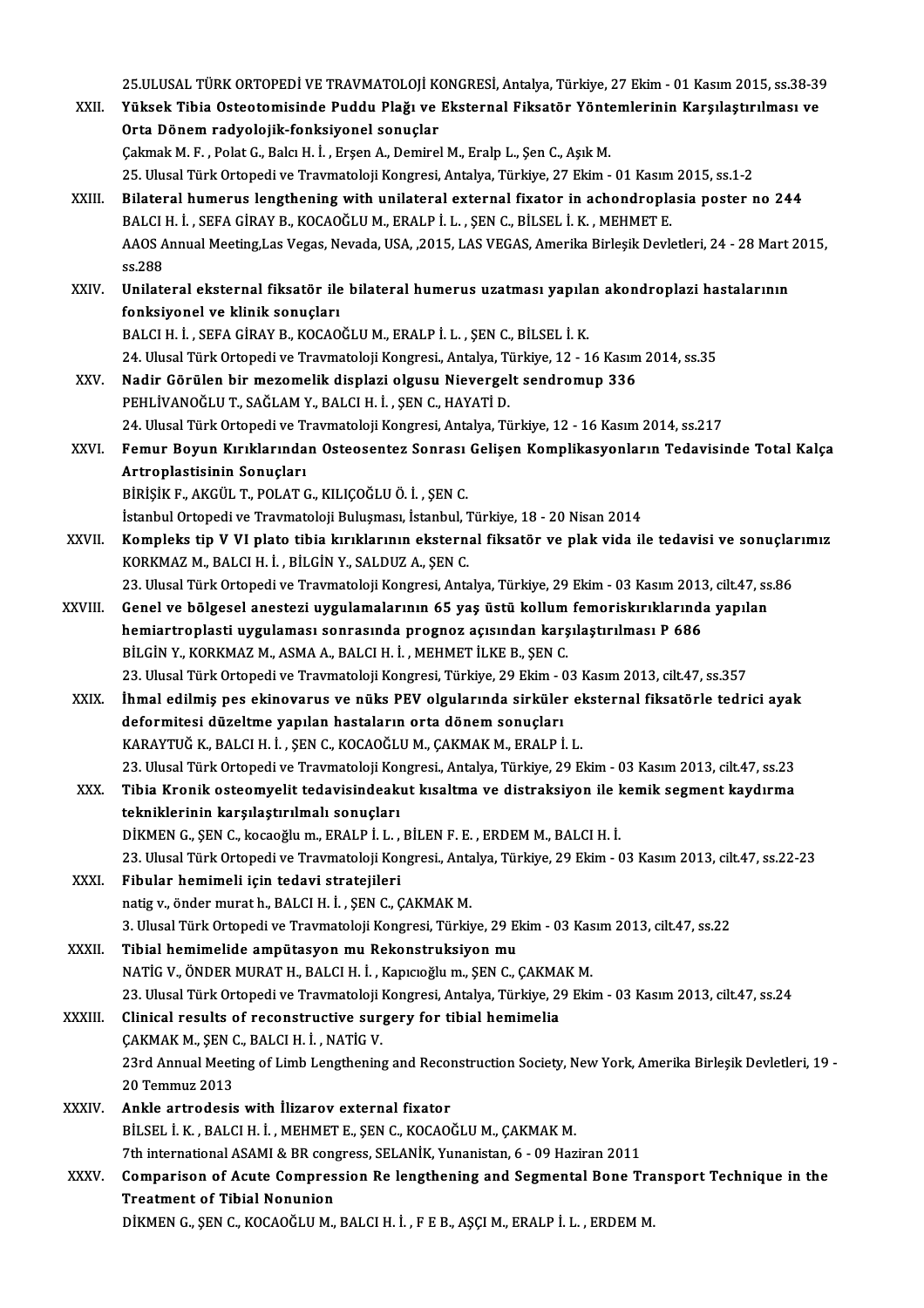25.ULUSAL TÜRK ORTOPEDİ VE TRAVMATOLOJİ KONGRESİ, Antalya, Türkiye, 27 Ekim - 01 Kasım 2015, ss.38-39

XXII. **Yüksek Tibia Osteotomisinde Puddu Plağı ve Eksternal Fiksatör Yöntemlerinin Karşılaştırılması ve Orta Dönem radyolojik-fonksiyonel sonuçlar**
Çakmak M. F. , Polat G., Balcı H. İ. , Erşen A., Demirel M., Eralp L., Şen C., Aşık M.
25. Ulusal Türk Ortopedi ve Travmatoloji Kongresi, Antalya, Türkiye, 27 Ekim - 01 Kasım 2015, ss.1-2

XXIII. **Bilateral humerus lengthening with unilateral external fixator in achondroplasia poster no 244**
BALCI H. İ. , SEFA GİRAY B., KOCAOĞLU M., ERALP İ. L. , ŞEN C., BİLSEL İ. K. , MEHMET E.
AAOS Annual Meeting,Las Vegas, Nevada, USA, ,2015, LAS VEGAS, Amerika Birleşik Devletleri, 24 - 28 Mart 2015, ss.288

XXIV. **Unilateral eksternal fiksatör ile bilateral humerus uzatması yapılan akondroplazi hastalarının fonksiyonel ve klinik sonuçları**
BALCI H. İ. , SEFA GİRAY B., KOCAOĞLU M., ERALP İ. L. , ŞEN C., BİLSEL İ. K.
24. Ulusal Türk Ortopedi ve Travmatoloji Kongresi., Antalya, Türkiye, 12 - 16 Kasım 2014, ss.35

XXV. **Nadir Görülen bir mezomelik displazi olgusu Nievergelt sendromup 336**
PEHLİVANOĞLU T., SAĞLAM Y., BALCI H. İ. , ŞEN C., HAYATİ D.
24. Ulusal Türk Ortopedi ve Travmatoloji Kongresi, Antalya, Türkiye, 12 - 16 Kasım 2014, ss.217

XXVI. **Femur Boyun Kırıklarından Osteosentez Sonrası Gelişen Komplikasyonların Tedavisinde Total Kalça Artroplastisinin Sonuçları**
BİRİŞİK F., AKGÜL T., POLAT G., KILIÇOĞLU Ö. İ. , ŞEN C.
İstanbul Ortopedi ve Travmatoloji Buluşması, İstanbul, Türkiye, 18 - 20 Nisan 2014

XXVII. **Kompleks tip V VI plato tibia kırıklarının eksternal fiksatör ve plak vida ile tedavisi ve sonuçlarımız**
KORKMAZ M., BALCI H. İ. , BİLGİN Y., SALDUZ A., ŞEN C.
23. Ulusal Türk Ortopedi ve Travmatoloji Kongresi, Antalya, Türkiye, 29 Ekim - 03 Kasım 2013, cilt.47, ss.86

XXVIII. **Genel ve bölgesel anestezi uygulamalarının 65 yaş üstü kollum femoriskırıklarında yapılan hemiartroplasti uygulaması sonrasında prognoz açısından karşılaştırılması P 686**
BİLGİN Y., KORKMAZ M., ASMA A., BALCI H. İ. , MEHMET İLKE B., ŞEN C.
23. Ulusal Türk Ortopedi ve Travmatoloji Kongresi, Türkiye, 29 Ekim - 03 Kasım 2013, cilt.47, ss.357

XXIX. **İhmal edilmiş pes ekinovarus ve nüks PEV olgularında sirküler eksternal fiksatörle tedrici ayak deformitesi düzeltme yapılan hastaların orta dönem sonuçları**
KARAYTUĞ K., BALCI H. İ. , ŞEN C., KOCAOĞLU M., ÇAKMAK M., ERALP İ. L.
23. Ulusal Türk Ortopedi ve Travmatoloji Kongresi., Antalya, Türkiye, 29 Ekim - 03 Kasım 2013, cilt.47, ss.23

XXX. **Tibia Kronik osteomyelit tedavisindeakut kısaltma ve distraksiyon ile kemik segment kaydırma tekniklerinin karşılaştırılmalı sonuçları**
DİKMEN G., ŞEN C., kocaoğlu m., ERALP İ. L. , BİLEN F. E. , ERDEM M., BALCI H. İ.
23. Ulusal Türk Ortopedi ve Travmatoloji Kongresi., Antalya, Türkiye, 29 Ekim - 03 Kasım 2013, cilt.47, ss.22-23

XXXI. **Fibular hemimeli için tedavi stratejileri**
natig v., önder murat h., BALCI H. İ. , ŞEN C., ÇAKMAK M.
3. Ulusal Türk Ortopedi ve Travmatoloji Kongresi, Türkiye, 29 Ekim - 03 Kasım 2013, cilt.47, ss.22

XXXII. **Tibial hemimelide ampütasyon mu Rekonstruksiyon mu**
NATİG V., ÖNDER MURAT H., BALCI H. İ. , Kapıcıoğlu m., ŞEN C., ÇAKMAK M.
23. Ulusal Türk Ortopedi ve Travmatoloji Kongresi, Antalya, Türkiye, 29 Ekim - 03 Kasım 2013, cilt.47, ss.24

XXXIII. **Clinical results of reconstructive surgery for tibial hemimelia**
ÇAKMAK M., ŞEN C., BALCI H. İ. , NATİG V.
23rd Annual Meeting of Limb Lengthening and Reconstruction Society, New York, Amerika Birleşik Devletleri, 19 - 20 Temmuz 2013

XXXIV. **Ankle artrodesis with İlizarov external fixator**
BİLSEL İ. K. , BALCI H. İ. , MEHMET E., ŞEN C., KOCAOĞLU M., ÇAKMAK M.
7th international ASAMI & BR congress, SELANİK, Yunanistan, 6 - 09 Haziran 2011

XXXV. **Comparison of Acute Compression Re lengthening and Segmental Bone Transport Technique in the Treatment of Tibial Nonunion**
DİKMEN G., ŞEN C., KOCAOĞLU M., BALCI H. İ. , F E B., AŞÇI M., ERALP İ. L. , ERDEM M.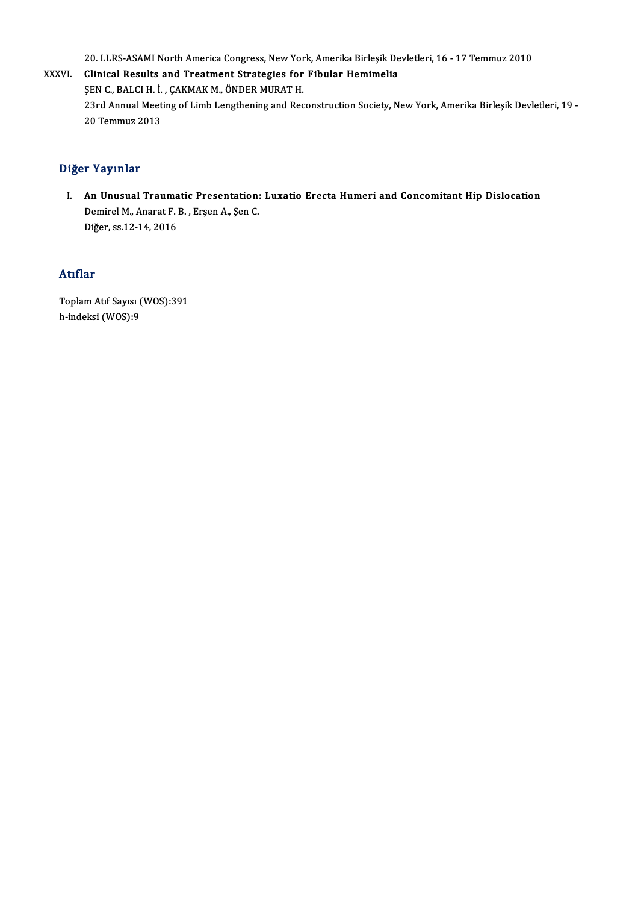20. LLRS-ASAMI North America Congress, New York, Amerika Birleşik Devletleri, 16 - 17 Temmuz 2010

XXXVI. **Clinical Results and Treatment Strategies for Fibular Hemimelia**
ŞEN C., BALCI H. İ. , ÇAKMAK M., ÖNDER MURAT H.
23rd Annual Meeting of Limb Lengthening and Reconstruction Society, New York, Amerika Birleşik Devletleri, 19 - 20 Temmuz 2013

## Diğer Yayınlar

I. **An Unusual Traumatic Presentation: Luxatio Erecta Humeri and Concomitant Hip Dislocation**
Demirel M., Anarat F. B. , Erşen A., Şen C.
Diğer, ss.12-14, 2016

## Atıflar

Toplam Atıf Sayısı (WOS):391
h-indeksi (WOS):9